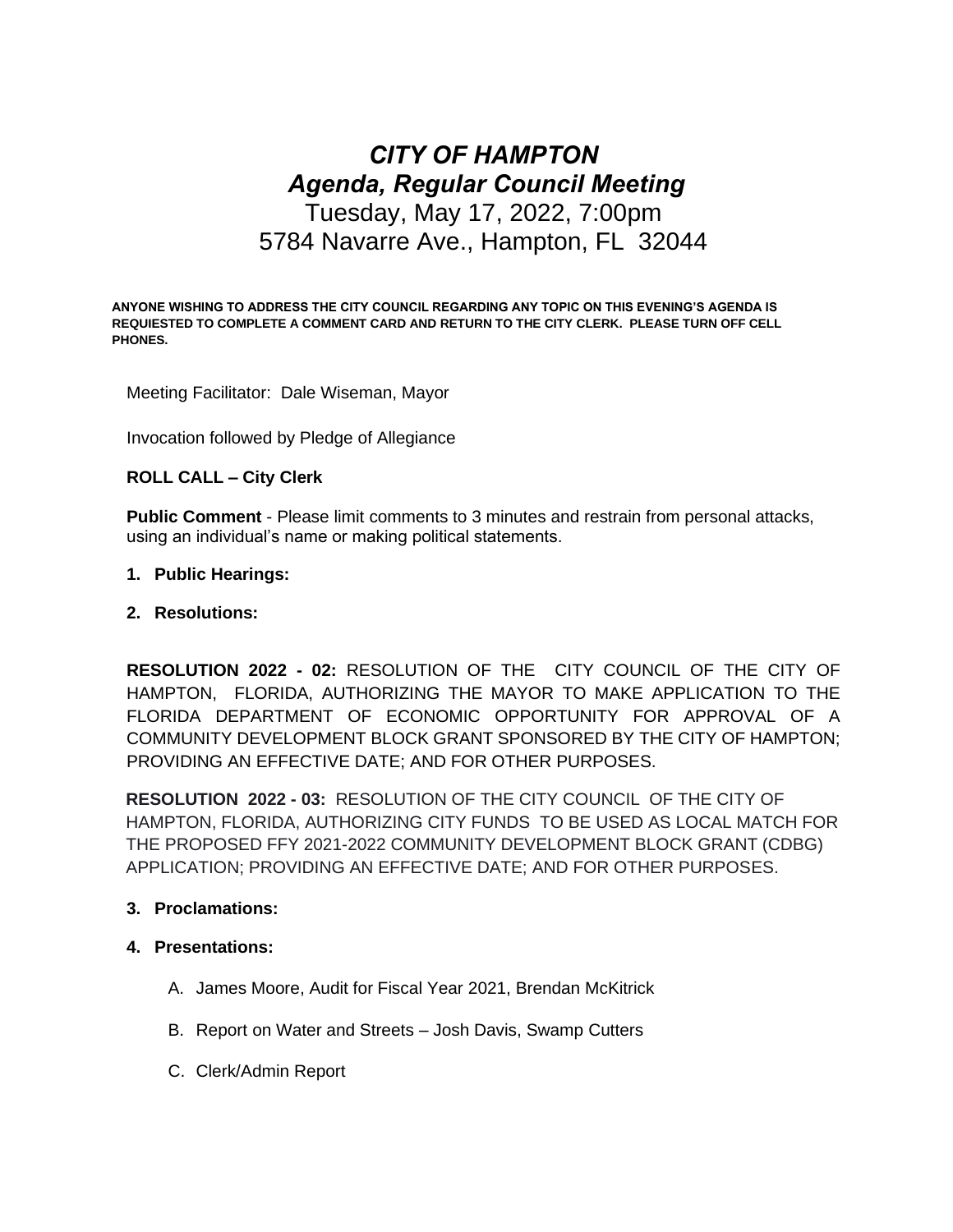# *CITY OF HAMPTON*
## *Agenda, Regular Council Meeting*

Tuesday, May 17, 2022, 7:00pm
5784 Navarre Ave., Hampton, FL 32044

**ANYONE WISHING TO ADDRESS THE CITY COUNCIL REGARDING ANY TOPIC ON THIS EVENING'S AGENDA IS REQUIESTED TO COMPLETE A COMMENT CARD AND RETURN TO THE CITY CLERK. PLEASE TURN OFF CELL PHONES.**

Meeting Facilitator: Dale Wiseman, Mayor

Invocation followed by Pledge of Allegiance

**ROLL CALL – City Clerk**

**Public Comment** - Please limit comments to 3 minutes and restrain from personal attacks, using an individual's name or making political statements.

1. **Public Hearings:**
2. **Resolutions:**

**RESOLUTION 2022 - 02:** RESOLUTION OF THE CITY COUNCIL OF THE CITY OF HAMPTON, FLORIDA, AUTHORIZING THE MAYOR TO MAKE APPLICATION TO THE FLORIDA DEPARTMENT OF ECONOMIC OPPORTUNITY FOR APPROVAL OF A COMMUNITY DEVELOPMENT BLOCK GRANT SPONSORED BY THE CITY OF HAMPTON; PROVIDING AN EFFECTIVE DATE; AND FOR OTHER PURPOSES.

**RESOLUTION 2022 - 03:** RESOLUTION OF THE CITY COUNCIL OF THE CITY OF HAMPTON, FLORIDA, AUTHORIZING CITY FUNDS TO BE USED AS LOCAL MATCH FOR THE PROPOSED FFY 2021-2022 COMMUNITY DEVELOPMENT BLOCK GRANT (CDBG) APPLICATION; PROVIDING AN EFFECTIVE DATE; AND FOR OTHER PURPOSES.

3. **Proclamations:**
4. **Presentations:**
   - A. James Moore, Audit for Fiscal Year 2021, Brendan McKitrick
   - B. Report on Water and Streets – Josh Davis, Swamp Cutters
   - C. Clerk/Admin Report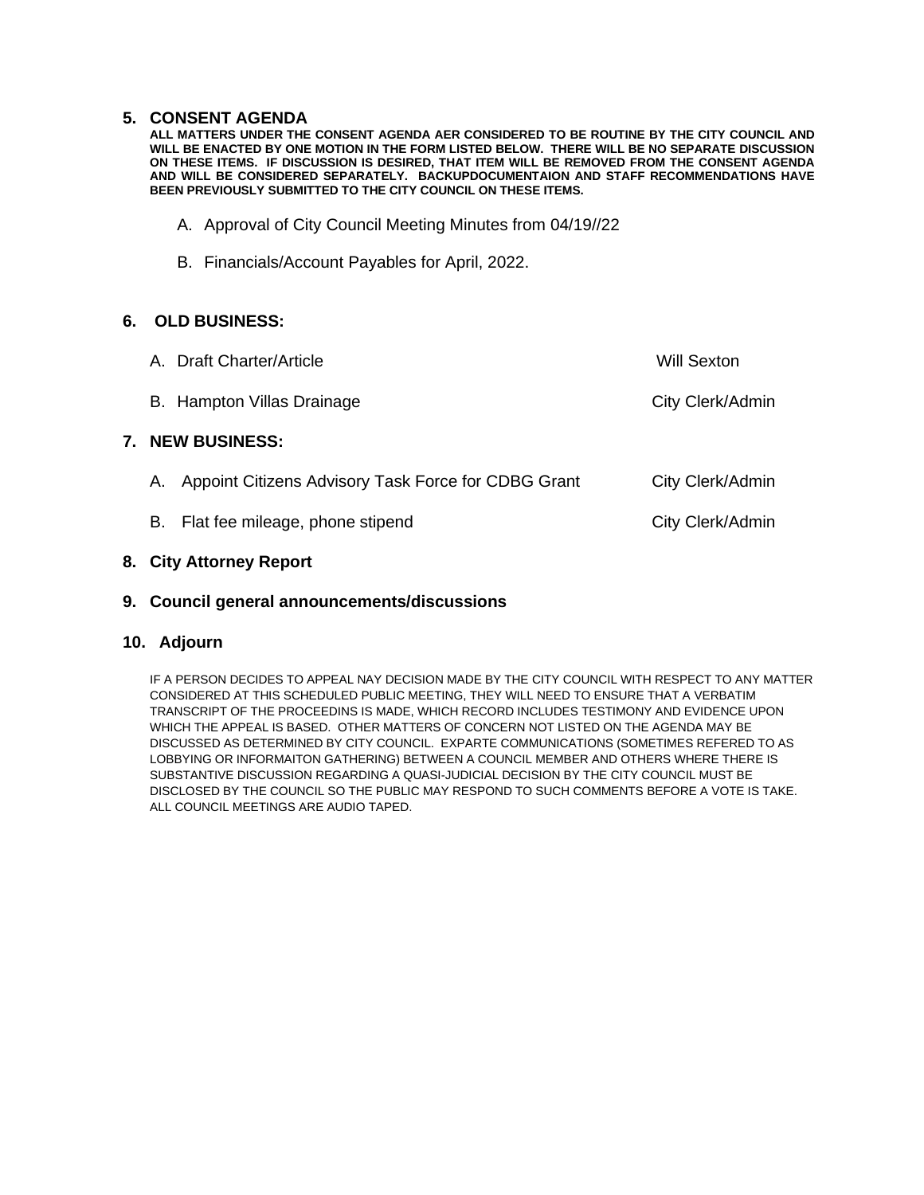## 5. CONSENT AGENDA

**ALL MATTERS UNDER THE CONSENT AGENDA AER CONSIDERED TO BE ROUTINE BY THE CITY COUNCIL AND WILL BE ENACTED BY ONE MOTION IN THE FORM LISTED BELOW. THERE WILL BE NO SEPARATE DISCUSSION ON THESE ITEMS. IF DISCUSSION IS DESIRED, THAT ITEM WILL BE REMOVED FROM THE CONSENT AGENDA AND WILL BE CONSIDERED SEPARATELY. BACKUPDOCUMENTAION AND STAFF RECOMMENDATIONS HAVE BEEN PREVIOUSLY SUBMITTED TO THE CITY COUNCIL ON THESE ITEMS.**

A. Approval of City Council Meeting Minutes from 04/19//22

B. Financials/Account Payables for April, 2022.

## 6. OLD BUSINESS:

A. Draft Charter/Article — Will Sexton

B. Hampton Villas Drainage — City Clerk/Admin

## 7. NEW BUSINESS:

A. Appoint Citizens Advisory Task Force for CDBG Grant — City Clerk/Admin

B. Flat fee mileage, phone stipend — City Clerk/Admin

## 8. City Attorney Report

## 9. Council general announcements/discussions

## 10. Adjourn

IF A PERSON DECIDES TO APPEAL NAY DECISION MADE BY THE CITY COUNCIL WITH RESPECT TO ANY MATTER CONSIDERED AT THIS SCHEDULED PUBLIC MEETING, THEY WILL NEED TO ENSURE THAT A VERBATIM TRANSCRIPT OF THE PROCEEDINS IS MADE, WHICH RECORD INCLUDES TESTIMONY AND EVIDENCE UPON WHICH THE APPEAL IS BASED. OTHER MATTERS OF CONCERN NOT LISTED ON THE AGENDA MAY BE DISCUSSED AS DETERMINED BY CITY COUNCIL. EXPARTE COMMUNICATIONS (SOMETIMES REFERED TO AS LOBBYING OR INFORMAITON GATHERING) BETWEEN A COUNCIL MEMBER AND OTHERS WHERE THERE IS SUBSTANTIVE DISCUSSION REGARDING A QUASI-JUDICIAL DECISION BY THE CITY COUNCIL MUST BE DISCLOSED BY THE COUNCIL SO THE PUBLIC MAY RESPOND TO SUCH COMMENTS BEFORE A VOTE IS TAKE. ALL COUNCIL MEETINGS ARE AUDIO TAPED.